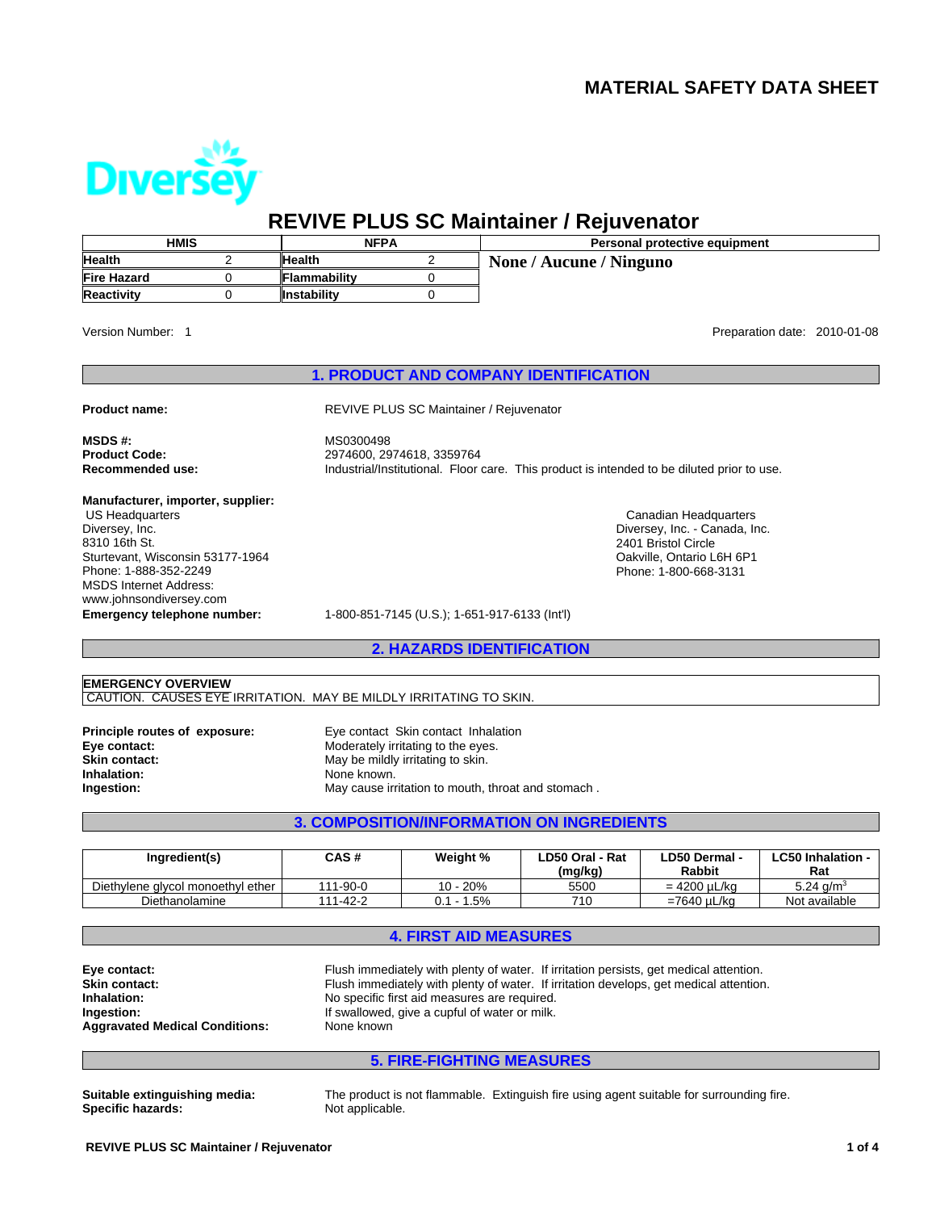# MATERIAL SAFETY DATA SHEET

Diversey

## REVIVE PLUS SC Maintainer / Rejuvenator

| HMIS | | NFPA | | Personal protective equipment |
|---|---|---|---|---|
| **Health** | 2 | **Health** | 2 | None / Aucune / Ninguno |
| **Fire Hazard** | 0 | **Flammability** | 0 | |
| **Reactivity** | 0 | **Instability** | 0 | |

Version Number: 1

Preparation date: 2010-01-08

## 1. PRODUCT AND COMPANY IDENTIFICATION

**Product name:** REVIVE PLUS SC Maintainer / Rejuvenator

**MSDS #:** MS0300498
**Product Code:** 2974600, 2974618, 3359764
**Recommended use:** Industrial/Institutional. Floor care. This product is intended to be diluted prior to use.

**Manufacturer, importer, supplier:**

US Headquarters
Diversey, Inc.
8310 16th St.
Sturtevant, Wisconsin 53177-1964
Phone: 1-888-352-2249
MSDS Internet Address:
www.johnsondiversey.com

Canadian Headquarters
Diversey, Inc. - Canada, Inc.
2401 Bristol Circle
Oakville, Ontario L6H 6P1
Phone: 1-800-668-3131

**Emergency telephone number:** 1-800-851-7145 (U.S.); 1-651-917-6133 (Int'l)

## 2. HAZARDS IDENTIFICATION

**EMERGENCY OVERVIEW**
CAUTION. CAUSES EYE IRRITATION. MAY BE MILDLY IRRITATING TO SKIN.

**Principle routes of exposure:** Eye contact Skin contact Inhalation
**Eye contact:** Moderately irritating to the eyes.
**Skin contact:** May be mildly irritating to skin.
**Inhalation:** None known.
**Ingestion:** May cause irritation to mouth, throat and stomach .

## 3. COMPOSITION/INFORMATION ON INGREDIENTS

| Ingredient(s) | CAS # | Weight % | LD50 Oral - Rat (mg/kg) | LD50 Dermal - Rabbit | LC50 Inhalation - Rat |
|---|---|---|---|---|---|
| Diethylene glycol monoethyl ether | 111-90-0 | 10 - 20% | 5500 | = 4200 µL/kg | 5.24 $g/m^3$ |
| Diethanolamine | 111-42-2 | 0.1 - 1.5% | 710 | =7640 µL/kg | Not available |

## 4. FIRST AID MEASURES

**Eye contact:** Flush immediately with plenty of water. If irritation persists, get medical attention.
**Skin contact:** Flush immediately with plenty of water. If irritation develops, get medical attention.
**Inhalation:** No specific first aid measures are required.
**Ingestion:** If swallowed, give a cupful of water or milk.
**Aggravated Medical Conditions:** None known

## 5. FIRE-FIGHTING MEASURES

**Suitable extinguishing media:** The product is not flammable. Extinguish fire using agent suitable for surrounding fire.
**Specific hazards:** Not applicable.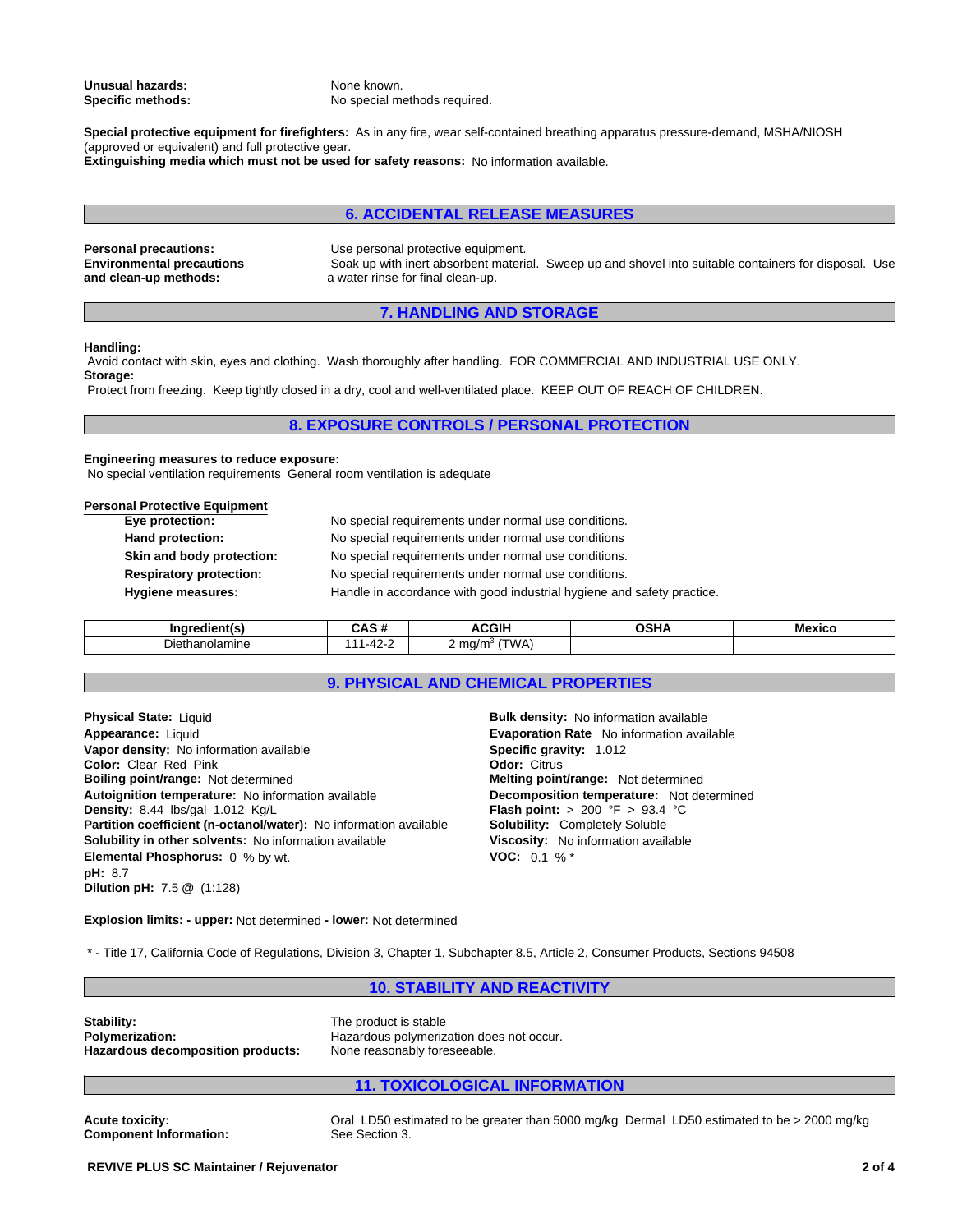**Unusual hazards:** None known.
**Specific methods:** No special methods required.

**Special protective equipment for firefighters:** As in any fire, wear self-contained breathing apparatus pressure-demand, MSHA/NIOSH (approved or equivalent) and full protective gear.
**Extinguishing media which must not be used for safety reasons:** No information available.

## 6. ACCIDENTAL RELEASE MEASURES

**Personal precautions:** Use personal protective equipment.
**Environmental precautions and clean-up methods:** Soak up with inert absorbent material. Sweep up and shovel into suitable containers for disposal. Use a water rinse for final clean-up.

## 7. HANDLING AND STORAGE

**Handling:**
Avoid contact with skin, eyes and clothing. Wash thoroughly after handling. FOR COMMERCIAL AND INDUSTRIAL USE ONLY.
**Storage:**
Protect from freezing. Keep tightly closed in a dry, cool and well-ventilated place. KEEP OUT OF REACH OF CHILDREN.

## 8. EXPOSURE CONTROLS / PERSONAL PROTECTION

**Engineering measures to reduce exposure:**
No special ventilation requirements General room ventilation is adequate

**Personal Protective Equipment**

**Eye protection:** No special requirements under normal use conditions.
**Hand protection:** No special requirements under normal use conditions
**Skin and body protection:** No special requirements under normal use conditions.
**Respiratory protection:** No special requirements under normal use conditions.
**Hygiene measures:** Handle in accordance with good industrial hygiene and safety practice.

| Ingredient(s) | CAS # | ACGIH | OSHA | Mexico |
|---|---|---|---|---|
| Diethanolamine | 111-42-2 | 2 mg/m$^3$ (TWA) | | |

## 9. PHYSICAL AND CHEMICAL PROPERTIES

**Physical State:** Liquid
**Appearance:** Liquid
**Vapor density:** No information available
**Color:** Clear Red Pink
**Boiling point/range:** Not determined
**Autoignition temperature:** No information available
**Density:** 8.44 lbs/gal 1.012 Kg/L
**Partition coefficient (n-octanol/water):** No information available
**Solubility in other solvents:** No information available
**Elemental Phosphorus:** 0 % by wt.
**pH:** 8.7
**Dilution pH:** 7.5 @ (1:128)

**Bulk density:** No information available
**Evaporation Rate** No information available
**Specific gravity:** 1.012
**Odor:** Citrus
**Melting point/range:** Not determined
**Decomposition temperature:** Not determined
**Flash point:** > 200 °F > 93.4 °C
**Solubility:** Completely Soluble
**Viscosity:** No information available
**VOC:** 0.1 % *

**Explosion limits: - upper:** Not determined **- lower:** Not determined

* - Title 17, California Code of Regulations, Division 3, Chapter 1, Subchapter 8.5, Article 2, Consumer Products, Sections 94508

## 10. STABILITY AND REACTIVITY

**Stability:** The product is stable
**Polymerization:** Hazardous polymerization does not occur.
**Hazardous decomposition products:** None reasonably foreseeable.

## 11. TOXICOLOGICAL INFORMATION

**Acute toxicity:** Oral LD50 estimated to be greater than 5000 mg/kg Dermal LD50 estimated to be > 2000 mg/kg
**Component Information:** See Section 3.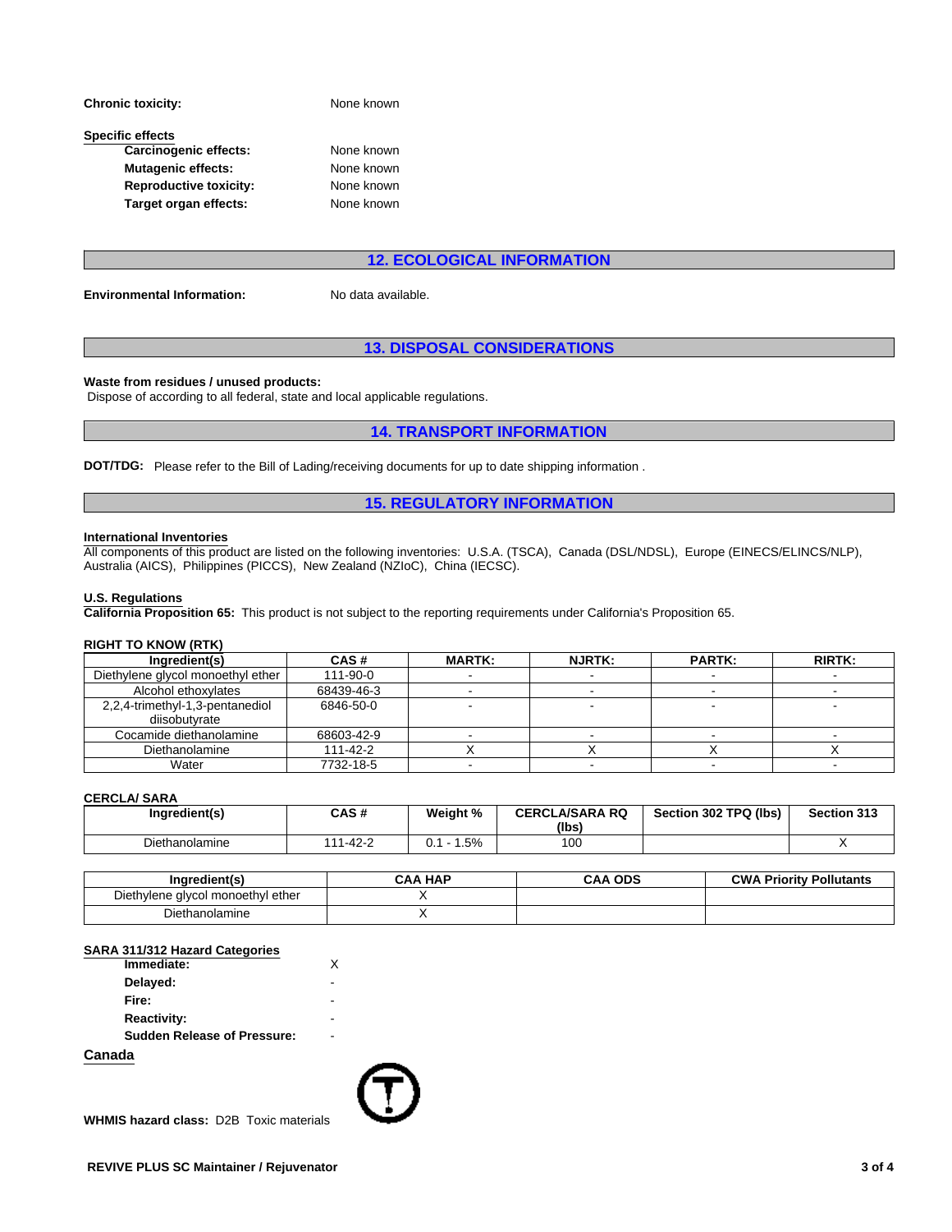**Chronic toxicity:** None known

**Specific effects**

- **Carcinogenic effects:** None known
- **Mutagenic effects:** None known
- **Reproductive toxicity:** None known
- **Target organ effects:** None known

## 12. ECOLOGICAL INFORMATION

**Environmental Information:** No data available.

## 13. DISPOSAL CONSIDERATIONS

**Waste from residues / unused products:**
Dispose of according to all federal, state and local applicable regulations.

## 14. TRANSPORT INFORMATION

**DOT/TDG:** Please refer to the Bill of Lading/receiving documents for up to date shipping information .

## 15. REGULATORY INFORMATION

**International Inventories**
All components of this product are listed on the following inventories: U.S.A. (TSCA), Canada (DSL/NDSL), Europe (EINECS/ELINCS/NLP), Australia (AICS), Philippines (PICCS), New Zealand (NZIoC), China (IECSC).

**U.S. Regulations**
**California Proposition 65:** This product is not subject to the reporting requirements under California's Proposition 65.

**RIGHT TO KNOW (RTK)**

| Ingredient(s) | CAS # | MARTK: | NJRTK: | PARTK: | RIRTK: |
|---|---|---|---|---|---|
| Diethylene glycol monoethyl ether | 111-90-0 | - | - | - | - |
| Alcohol ethoxylates | 68439-46-3 | - | - | - | - |
| 2,2,4-trimethyl-1,3-pentanediol diisobutyrate | 6846-50-0 | - | - | - | - |
| Cocamide diethanolamine | 68603-42-9 | - | - | - | - |
| Diethanolamine | 111-42-2 | X | X | X | X |
| Water | 7732-18-5 | - | - | - | - |

**CERCLA/ SARA**

| Ingredient(s) | CAS # | Weight % | CERCLA/SARA RQ (lbs) | Section 302 TPQ (lbs) | Section 313 |
|---|---|---|---|---|---|
| Diethanolamine | 111-42-2 | 0.1 - 1.5% | 100 | | X |

| Ingredient(s) | CAA HAP | CAA ODS | CWA Priority Pollutants |
|---|---|---|---|
| Diethylene glycol monoethyl ether | X | | |
| Diethanolamine | X | | |

**SARA 311/312 Hazard Categories**

- **Immediate:** X
- **Delayed:** -
- **Fire:** -
- **Reactivity:** -
- **Sudden Release of Pressure:** -

**Canada**

**WHMIS hazard class:** D2B Toxic materials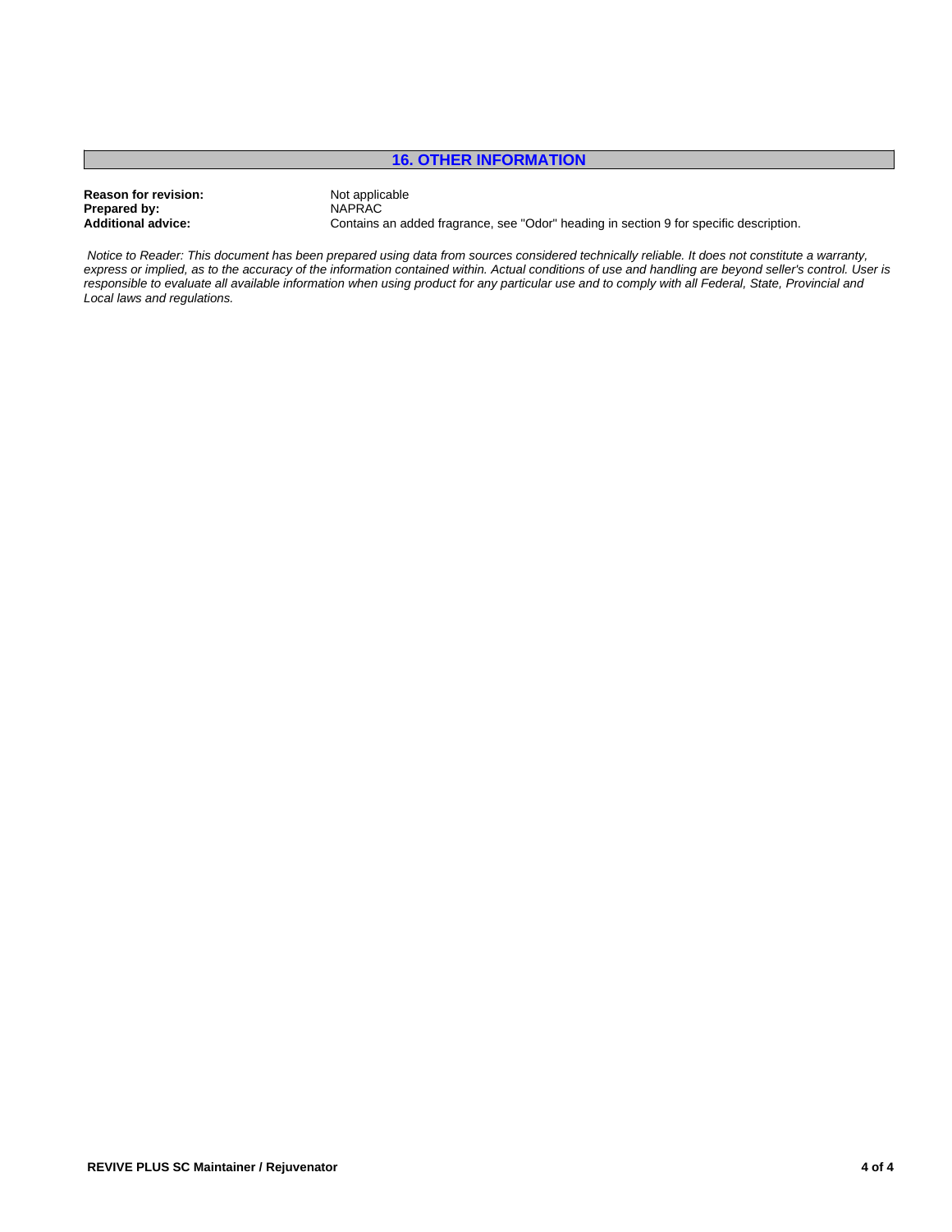## 16. OTHER INFORMATION

**Reason for revision:** Not applicable
**Prepared by:** NAPRAC
**Additional advice:** Contains an added fragrance, see "Odor" heading in section 9 for specific description.

*Notice to Reader: This document has been prepared using data from sources considered technically reliable. It does not constitute a warranty, express or implied, as to the accuracy of the information contained within. Actual conditions of use and handling are beyond seller's control. User is responsible to evaluate all available information when using product for any particular use and to comply with all Federal, State, Provincial and Local laws and regulations.*